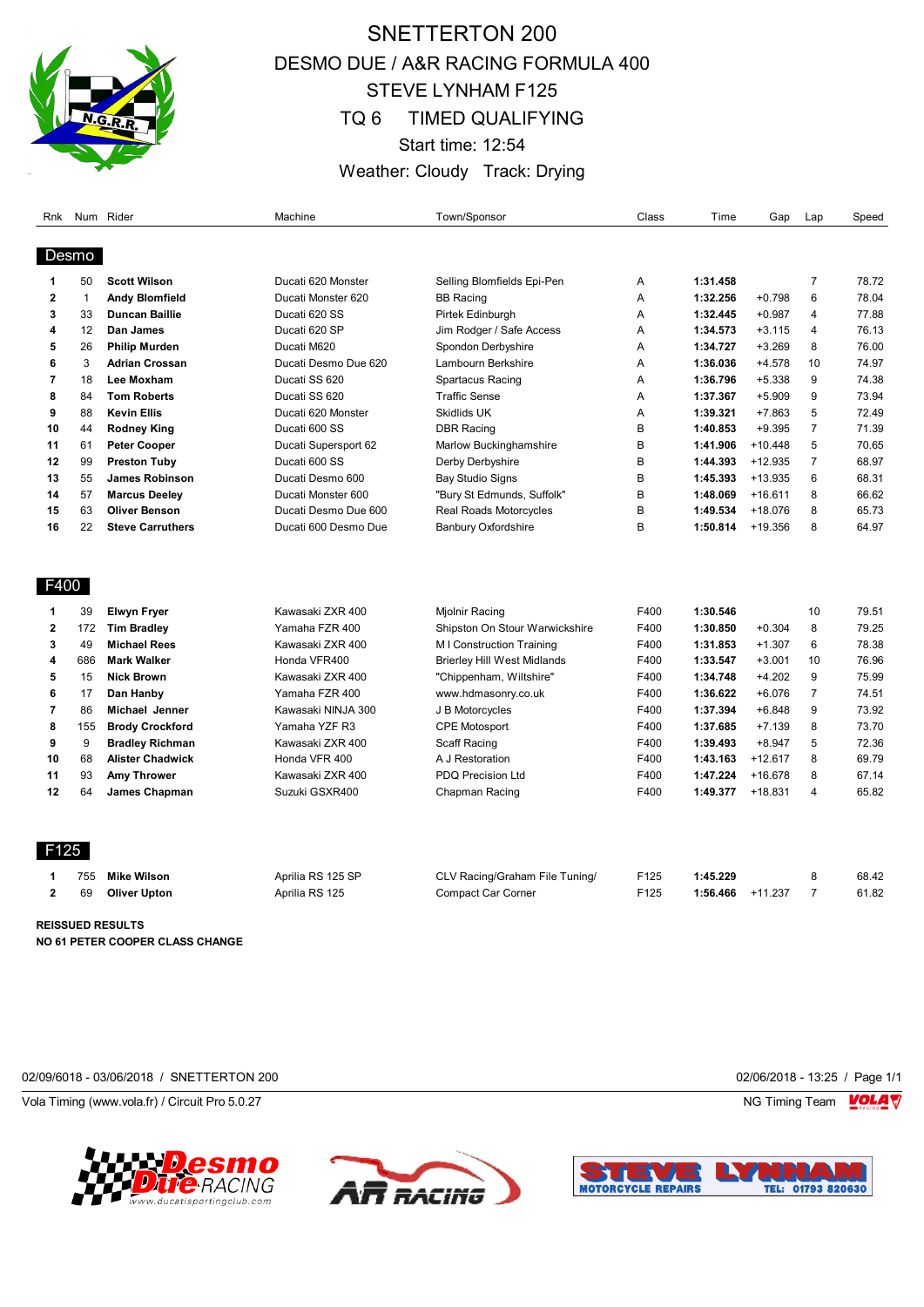# SNETTERTON 200

## DESMO DUE / A&R RACING FORMULA 400

## STEVE LYNHAM F125

## TQ 6 TIMED QUALIFYING

Start time: 12:54

Weather: Cloudy Track: Drying

### Desmo

| Rnk | Num | Rider | Machine | Town/Sponsor | Class | Time | Gap | Lap | Speed |
|---|---|---|---|---|---|---|---|---|---|
| 1 | 50 | **Scott Wilson** | Ducati 620 Monster | Selling Blomfields Epi-Pen | A | **1:31.458** | | 7 | 78.72 |
| 2 | 1 | **Andy Blomfield** | Ducati Monster 620 | BB Racing | A | **1:32.256** | +0.798 | 6 | 78.04 |
| 3 | 33 | **Duncan Baillie** | Ducati 620 SS | Pirtek Edinburgh | A | **1:32.445** | +0.987 | 4 | 77.88 |
| 4 | 12 | **Dan James** | Ducati 620 SP | Jim Rodger / Safe Access | A | **1:34.573** | +3.115 | 4 | 76.13 |
| 5 | 26 | **Philip Murden** | Ducati M620 | Spondon Derbyshire | A | **1:34.727** | +3.269 | 8 | 76.00 |
| 6 | 3 | **Adrian Crossan** | Ducati Desmo Due 620 | Lambourn Berkshire | A | **1:36.036** | +4.578 | 10 | 74.97 |
| 7 | 18 | **Lee Moxham** | Ducati SS 620 | Spartacus Racing | A | **1:36.796** | +5.338 | 9 | 74.38 |
| 8 | 84 | **Tom Roberts** | Ducati SS 620 | Traffic Sense | A | **1:37.367** | +5.909 | 9 | 73.94 |
| 9 | 88 | **Kevin Ellis** | Ducati 620 Monster | Skidlids UK | A | **1:39.321** | +7.863 | 5 | 72.49 |
| 10 | 44 | **Rodney King** | Ducati 600 SS | DBR Racing | B | **1:40.853** | +9.395 | 7 | 71.39 |
| 11 | 61 | **Peter Cooper** | Ducati Supersport 62 | Marlow Buckinghamshire | B | **1:41.906** | +10.448 | 5 | 70.65 |
| 12 | 99 | **Preston Tuby** | Ducati 600 SS | Derby Derbyshire | B | **1:44.393** | +12.935 | 7 | 68.97 |
| 13 | 55 | **James Robinson** | Ducati Desmo 600 | Bay Studio Signs | B | **1:45.393** | +13.935 | 6 | 68.31 |
| 14 | 57 | **Marcus Deeley** | Ducati Monster 600 | "Bury St Edmunds, Suffolk" | B | **1:48.069** | +16.611 | 8 | 66.62 |
| 15 | 63 | **Oliver Benson** | Ducati Desmo Due 600 | Real Roads Motorcycles | B | **1:49.534** | +18.076 | 8 | 65.73 |
| 16 | 22 | **Steve Carruthers** | Ducati 600 Desmo Due | Banbury Oxfordshire | B | **1:50.814** | +19.356 | 8 | 64.97 |

### F400

| Rnk | Num | Rider | Machine | Town/Sponsor | Class | Time | Gap | Lap | Speed |
|---|---|---|---|---|---|---|---|---|---|
| 1 | 39 | **Elwyn Fryer** | Kawasaki ZXR 400 | Mjolnir Racing | F400 | **1:30.546** | | 10 | 79.51 |
| 2 | 172 | **Tim Bradley** | Yamaha FZR 400 | Shipston On Stour Warwickshire | F400 | **1:30.850** | +0.304 | 8 | 79.25 |
| 3 | 49 | **Michael Rees** | Kawasaki ZXR 400 | M I Construction Training | F400 | **1:31.853** | +1.307 | 6 | 78.38 |
| 4 | 686 | **Mark Walker** | Honda VFR400 | Brierley Hill West Midlands | F400 | **1:33.547** | +3.001 | 10 | 76.96 |
| 5 | 15 | **Nick Brown** | Kawasaki ZXR 400 | "Chippenham, Wiltshire" | F400 | **1:34.748** | +4.202 | 9 | 75.99 |
| 6 | 17 | **Dan Hanby** | Yamaha FZR 400 | www.hdmasonry.co.uk | F400 | **1:36.622** | +6.076 | 7 | 74.51 |
| 7 | 86 | **Michael Jenner** | Kawasaki NINJA 300 | J B Motorcycles | F400 | **1:37.394** | +6.848 | 9 | 73.92 |
| 8 | 155 | **Brody Crockford** | Yamaha YZF R3 | CPE Motosport | F400 | **1:37.685** | +7.139 | 8 | 73.70 |
| 9 | 9 | **Bradley Richman** | Kawasaki ZXR 400 | Scaff Racing | F400 | **1:39.493** | +8.947 | 5 | 72.36 |
| 10 | 68 | **Alister Chadwick** | Honda VFR 400 | A J Restoration | F400 | **1:43.163** | +12.617 | 8 | 69.79 |
| 11 | 93 | **Amy Thrower** | Kawasaki ZXR 400 | PDQ Precision Ltd | F400 | **1:47.224** | +16.678 | 8 | 67.14 |
| 12 | 64 | **James Chapman** | Suzuki GSXR400 | Chapman Racing | F400 | **1:49.377** | +18.831 | 4 | 65.82 |

### F125

| Rnk | Num | Rider | Machine | Town/Sponsor | Class | Time | Gap | Lap | Speed |
|---|---|---|---|---|---|---|---|---|---|
| 1 | 755 | **Mike Wilson** | Aprilia RS 125 SP | CLV Racing/Graham File Tuning/ | F125 | **1:45.229** | | 8 | 68.42 |
| 2 | 69 | **Oliver Upton** | Aprilia RS 125 | Compact Car Corner | F125 | **1:56.466** | +11.237 | 7 | 61.82 |

**REISSUED RESULTS**

**NO 61 PETER COOPER CLASS CHANGE**

02/09/6018 - 03/06/2018 / SNETTERTON 200

02/06/2018 - 13:25 / Page 1/1

Vola Timing (www.vola.fr) / Circuit Pro 5.0.27

NG Timing Team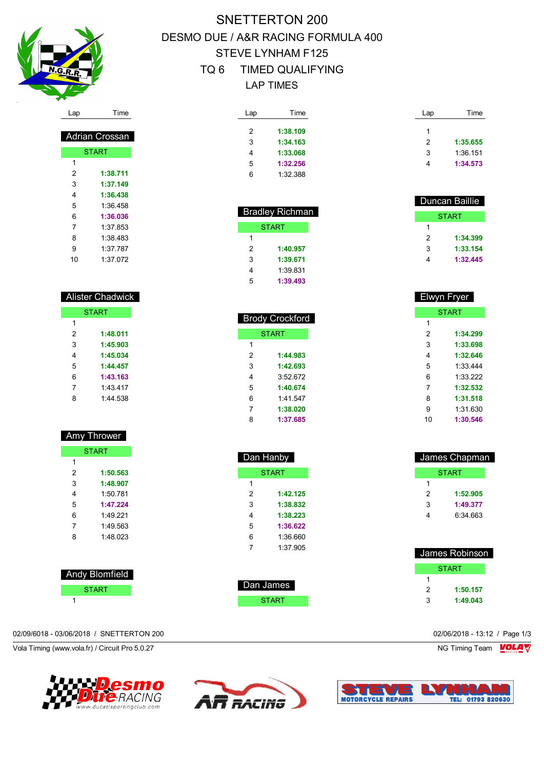# SNETTERTON 200

## DESMO DUE / A&R RACING FORMULA 400

## STEVE LYNHAM F125

## TQ 6 TIMED QUALIFYING

## LAP TIMES

### Adrian Crossan

| Lap | Time |
|---|---|
| START | |
| 1 | |
| 2 | **1:38.711** |
| 3 | **1:37.149** |
| 4 | **1:36.438** |
| 5 | 1:36.458 |
| 6 | **1:36.036** |
| 7 | 1:37.853 |
| 8 | 1:38.483 |
| 9 | 1:37.787 |
| 10 | 1:37.072 |

### Alister Chadwick

| Lap | Time |
|---|---|
| START | |
| 1 | |
| 2 | **1:48.011** |
| 3 | **1:45.903** |
| 4 | **1:45.034** |
| 5 | **1:44.457** |
| 6 | **1:43.163** |
| 7 | 1:43.417 |
| 8 | 1:44.538 |

### Amy Thrower

| Lap | Time |
|---|---|
| START | |
| 1 | |
| 2 | **1:50.563** |
| 3 | **1:48.907** |
| 4 | 1:50.781 |
| 5 | **1:47.224** |
| 6 | 1:49.221 |
| 7 | 1:49.563 |
| 8 | 1:48.023 |

### Andy Blomfield

| Lap | Time |
|---|---|
| START | |
| 1 | |
| 2 | **1:38.109** |
| 3 | **1:34.163** |
| 4 | **1:33.068** |
| 5 | **1:32.256** |
| 6 | 1:32.388 |

### Bradley Richman

| Lap | Time |
|---|---|
| START | |
| 1 | |
| 2 | **1:40.957** |
| 3 | **1:39.671** |
| 4 | 1:39.831 |
| 5 | **1:39.493** |

### Brody Crockford

| Lap | Time |
|---|---|
| START | |
| 1 | |
| 2 | **1:44.983** |
| 3 | **1:42.693** |
| 4 | 3:52.672 |
| 5 | **1:40.674** |
| 6 | 1:41.547 |
| 7 | **1:38.020** |
| 8 | **1:37.685** |

### Dan Hanby

| Lap | Time |
|---|---|
| START | |
| 1 | |
| 2 | **1:42.125** |
| 3 | **1:38.832** |
| 4 | **1:38.223** |
| 5 | **1:36.622** |
| 6 | 1:36.660 |
| 7 | 1:37.905 |

### Dan James

| Lap | Time |
|---|---|
| START | |
| 1 | |
| 2 | **1:35.655** |
| 3 | 1:36.151 |
| 4 | **1:34.573** |

### Duncan Baillie

| Lap | Time |
|---|---|
| START | |
| 1 | |
| 2 | **1:34.399** |
| 3 | **1:33.154** |
| 4 | **1:32.445** |

### Elwyn Fryer

| Lap | Time |
|---|---|
| START | |
| 1 | |
| 2 | **1:34.299** |
| 3 | **1:33.698** |
| 4 | **1:32.646** |
| 5 | 1:33.444 |
| 6 | 1:33.222 |
| 7 | **1:32.532** |
| 8 | **1:31.518** |
| 9 | 1:31.630 |
| 10 | **1:30.546** |

### James Chapman

| Lap | Time |
|---|---|
| START | |
| 1 | |
| 2 | **1:52.905** |
| 3 | **1:49.377** |
| 4 | 6:34.663 |

### James Robinson

| Lap | Time |
|---|---|
| START | |
| 1 | |
| 2 | **1:50.157** |
| 3 | **1:49.043** |

02/09/6018 - 03/06/2018 / SNETTERTON 200

02/06/2018 - 13:12

Vola Timing (www.vola.fr) / Circuit Pro 5.0.27

NG Timing Team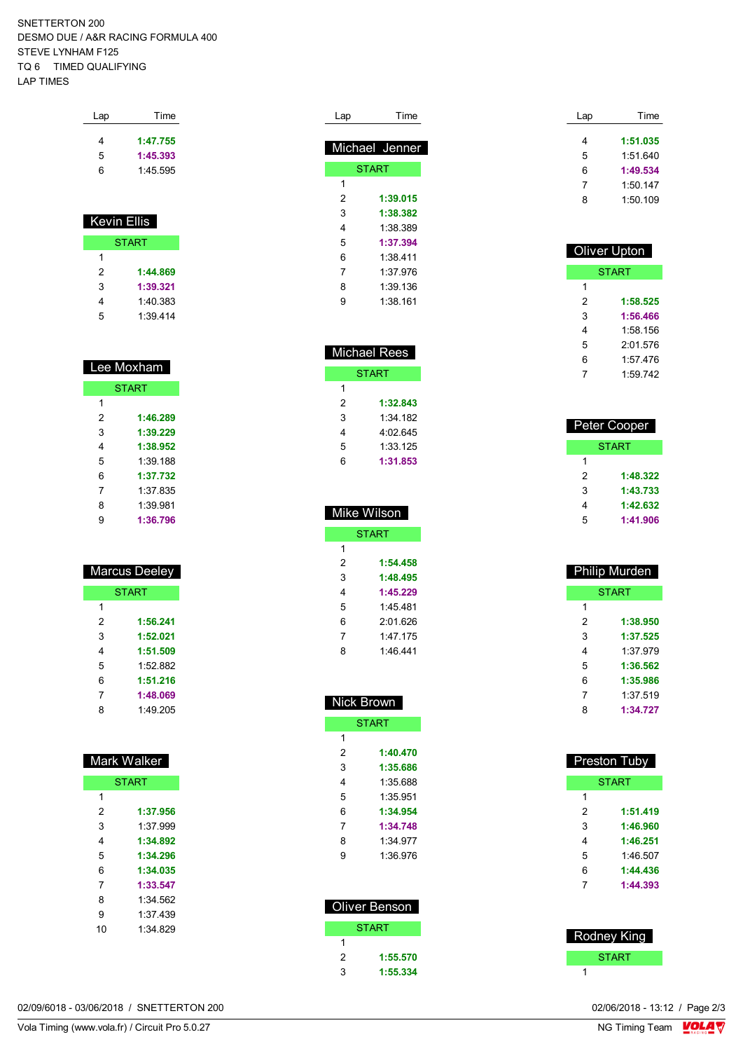SNETTERTON 200
DESMO DUE / A&R RACING FORMULA 400
STEVE LYNHAM F125
TQ 6 TIMED QUALIFYING
LAP TIMES

| Lap | Time |
|---|---|
| 4 | **1:47.755** |
| 5 | **1:45.393** |
| 6 | 1:45.595 |

## Kevin Ellis

| Lap | Time |
|---|---|
| START | |
| 1 | |
| 2 | **1:44.869** |
| 3 | **1:39.321** |
| 4 | 1:40.383 |
| 5 | 1:39.414 |

## Lee Moxham

| Lap | Time |
|---|---|
| START | |
| 1 | |
| 2 | **1:46.289** |
| 3 | **1:39.229** |
| 4 | **1:38.952** |
| 5 | 1:39.188 |
| 6 | **1:37.732** |
| 7 | 1:37.835 |
| 8 | 1:39.981 |
| 9 | **1:36.796** |

## Marcus Deeley

| Lap | Time |
|---|---|
| START | |
| 1 | |
| 2 | **1:56.241** |
| 3 | **1:52.021** |
| 4 | **1:51.509** |
| 5 | 1:52.882 |
| 6 | **1:51.216** |
| 7 | **1:48.069** |
| 8 | 1:49.205 |

## Mark Walker

| Lap | Time |
|---|---|
| START | |
| 1 | |
| 2 | **1:37.956** |
| 3 | 1:37.999 |
| 4 | **1:34.892** |
| 5 | **1:34.296** |
| 6 | **1:34.035** |
| 7 | **1:33.547** |
| 8 | 1:34.562 |
| 9 | 1:37.439 |
| 10 | 1:34.829 |

## Michael Jenner

| Lap | Time |
|---|---|
| START | |
| 1 | |
| 2 | **1:39.015** |
| 3 | **1:38.382** |
| 4 | 1:38.389 |
| 5 | **1:37.394** |
| 6 | 1:38.411 |
| 7 | 1:37.976 |
| 8 | 1:39.136 |
| 9 | 1:38.161 |

## Michael Rees

| Lap | Time |
|---|---|
| START | |
| 1 | |
| 2 | **1:32.843** |
| 3 | 1:34.182 |
| 4 | 4:02.645 |
| 5 | 1:33.125 |
| 6 | **1:31.853** |

## Mike Wilson

| Lap | Time |
|---|---|
| START | |
| 1 | |
| 2 | **1:54.458** |
| 3 | **1:48.495** |
| 4 | **1:45.229** |
| 5 | 1:45.481 |
| 6 | 2:01.626 |
| 7 | 1:47.175 |
| 8 | 1:46.441 |

## Nick Brown

| Lap | Time |
|---|---|
| START | |
| 1 | |
| 2 | **1:40.470** |
| 3 | **1:35.686** |
| 4 | 1:35.688 |
| 5 | 1:35.951 |
| 6 | **1:34.954** |
| 7 | **1:34.748** |
| 8 | 1:34.977 |
| 9 | 1:36.976 |

## Oliver Benson

| Lap | Time |
|---|---|
| START | |
| 1 | |
| 2 | **1:55.570** |
| 3 | **1:55.334** |

| Lap | Time |
|---|---|
| 4 | **1:51.035** |
| 5 | 1:51.640 |
| 6 | **1:49.534** |
| 7 | 1:50.147 |
| 8 | 1:50.109 |

## Oliver Upton

| Lap | Time |
|---|---|
| START | |
| 1 | |
| 2 | **1:58.525** |
| 3 | **1:56.466** |
| 4 | 1:58.156 |
| 5 | 2:01.576 |
| 6 | 1:57.476 |
| 7 | 1:59.742 |

## Peter Cooper

| Lap | Time |
|---|---|
| START | |
| 1 | |
| 2 | **1:48.322** |
| 3 | **1:43.733** |
| 4 | **1:42.632** |
| 5 | **1:41.906** |

## Philip Murden

| Lap | Time |
|---|---|
| START | |
| 1 | |
| 2 | **1:38.950** |
| 3 | **1:37.525** |
| 4 | 1:37.979 |
| 5 | **1:36.562** |
| 6 | **1:35.986** |
| 7 | 1:37.519 |
| 8 | **1:34.727** |

## Preston Tuby

| Lap | Time |
|---|---|
| START | |
| 1 | |
| 2 | **1:51.419** |
| 3 | **1:46.960** |
| 4 | **1:46.251** |
| 5 | 1:46.507 |
| 6 | **1:44.436** |
| 7 | **1:44.393** |

## Rodney King

| Lap | Time |
|---|---|
| START | |
| 1 | |

02/09/6018 - 03/06/2018 / SNETTERTON 200

02/06/2018 - 13:12

Vola Timing (www.vola.fr) / Circuit Pro 5.0.27

NG Timing Team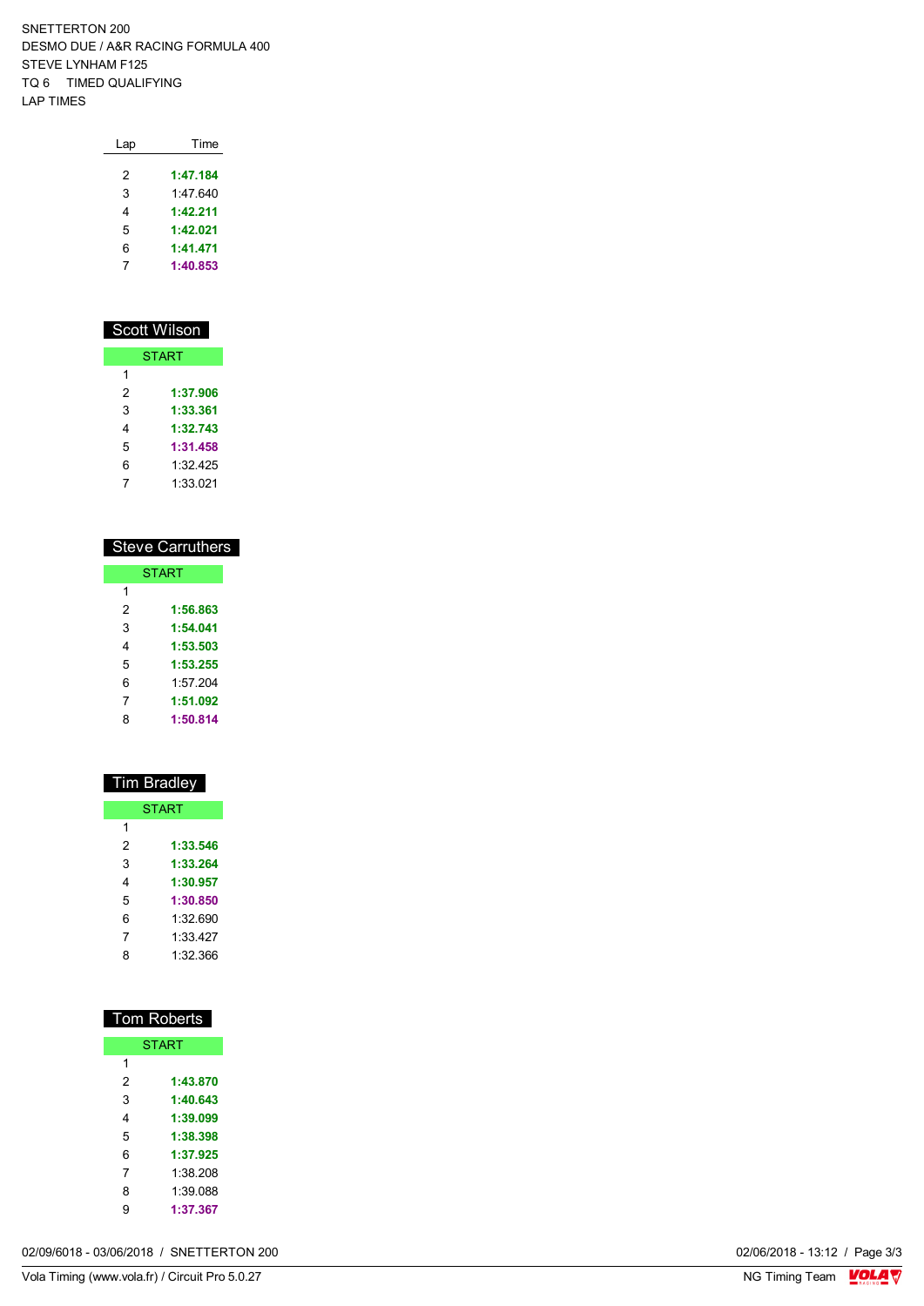SNETTERTON 200
DESMO DUE / A&R RACING FORMULA 400
STEVE LYNHAM F125
TQ 6 TIMED QUALIFYING
LAP TIMES

| Lap | Time |
|---|---|
| 2 | **1:47.184** |
| 3 | 1:47.640 |
| 4 | **1:42.211** |
| 5 | **1:42.021** |
| 6 | **1:41.471** |
| 7 | **1:40.853** |

## Scott Wilson

| Lap | Time |
|---|---|
| START | |
| 1 | |
| 2 | **1:37.906** |
| 3 | **1:33.361** |
| 4 | **1:32.743** |
| 5 | **1:31.458** |
| 6 | 1:32.425 |
| 7 | 1:33.021 |

## Steve Carruthers

| Lap | Time |
|---|---|
| START | |
| 1 | |
| 2 | **1:56.863** |
| 3 | **1:54.041** |
| 4 | **1:53.503** |
| 5 | **1:53.255** |
| 6 | 1:57.204 |
| 7 | **1:51.092** |
| 8 | **1:50.814** |

## Tim Bradley

| Lap | Time |
|---|---|
| START | |
| 1 | |
| 2 | **1:33.546** |
| 3 | **1:33.264** |
| 4 | **1:30.957** |
| 5 | **1:30.850** |
| 6 | 1:32.690 |
| 7 | 1:33.427 |
| 8 | 1:32.366 |

## Tom Roberts

| Lap | Time |
|---|---|
| START | |
| 1 | |
| 2 | **1:43.870** |
| 3 | **1:40.643** |
| 4 | **1:39.099** |
| 5 | **1:38.398** |
| 6 | **1:37.925** |
| 7 | 1:38.208 |
| 8 | 1:39.088 |
| 9 | **1:37.367** |

02/09/6018 - 03/06/2018 / SNETTERTON 200

Vola Timing (www.vola.fr) / Circuit Pro 5.0.27

02/06/2018 - 13:12

NG Timing Team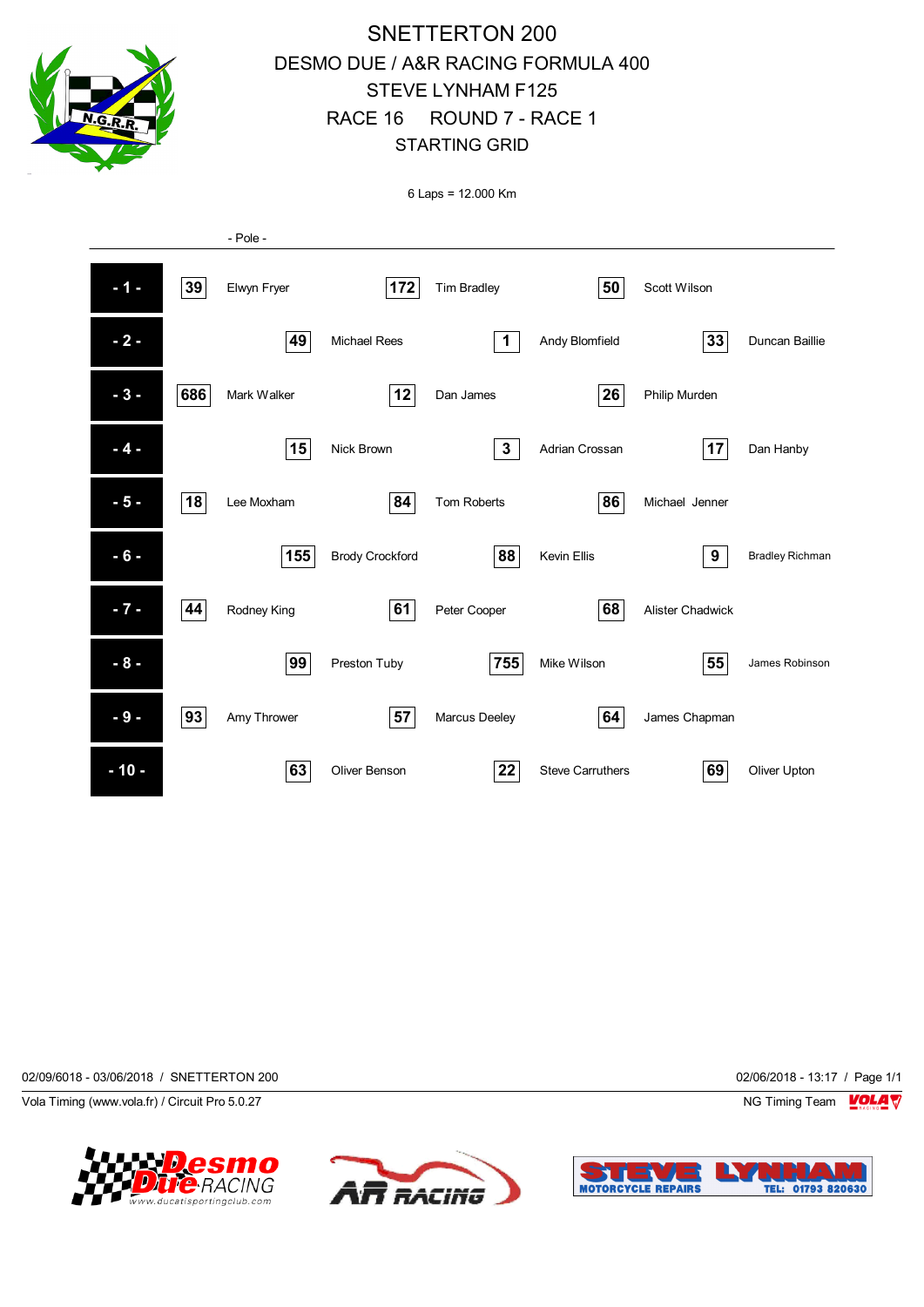# SNETTERTON 200

## DESMO DUE / A&R RACING FORMULA 400
## STEVE LYNHAM F125
## RACE 16 ROUND 7 - RACE 1
## STARTING GRID

6 Laps = 12.000 Km

- Pole -

| Row | No. | Rider | No. | Rider | No. | Rider | No. | Rider |
|---|---|---|---|---|---|---|---|---|
| - 1 - | 39 | Elwyn Fryer | 172 | Tim Bradley | 50 | Scott Wilson | | |
| - 2 - | | | 49 | Michael Rees | 1 | Andy Blomfield | 33 | Duncan Baillie |
| - 3 - | 686 | Mark Walker | 12 | Dan James | 26 | Philip Murden | | |
| - 4 - | | | 15 | Nick Brown | 3 | Adrian Crossan | 17 | Dan Hanby |
| - 5 - | 18 | Lee Moxham | 84 | Tom Roberts | 86 | Michael Jenner | | |
| - 6 - | | | 155 | Brody Crockford | 88 | Kevin Ellis | 9 | Bradley Richman |
| - 7 - | 44 | Rodney King | 61 | Peter Cooper | 68 | Alister Chadwick | | |
| - 8 - | | | 99 | Preston Tuby | 755 | Mike Wilson | 55 | James Robinson |
| - 9 - | 93 | Amy Thrower | 57 | Marcus Deeley | 64 | James Chapman | | |
| - 10 - | | | 63 | Oliver Benson | 22 | Steve Carruthers | 69 | Oliver Upton |

02/09/6018 - 03/06/2018 / SNETTERTON 200

02/06/2018 - 13:17 / Page 1/1

Vola Timing (www.vola.fr) / Circuit Pro 5.0.27

NG Timing Team